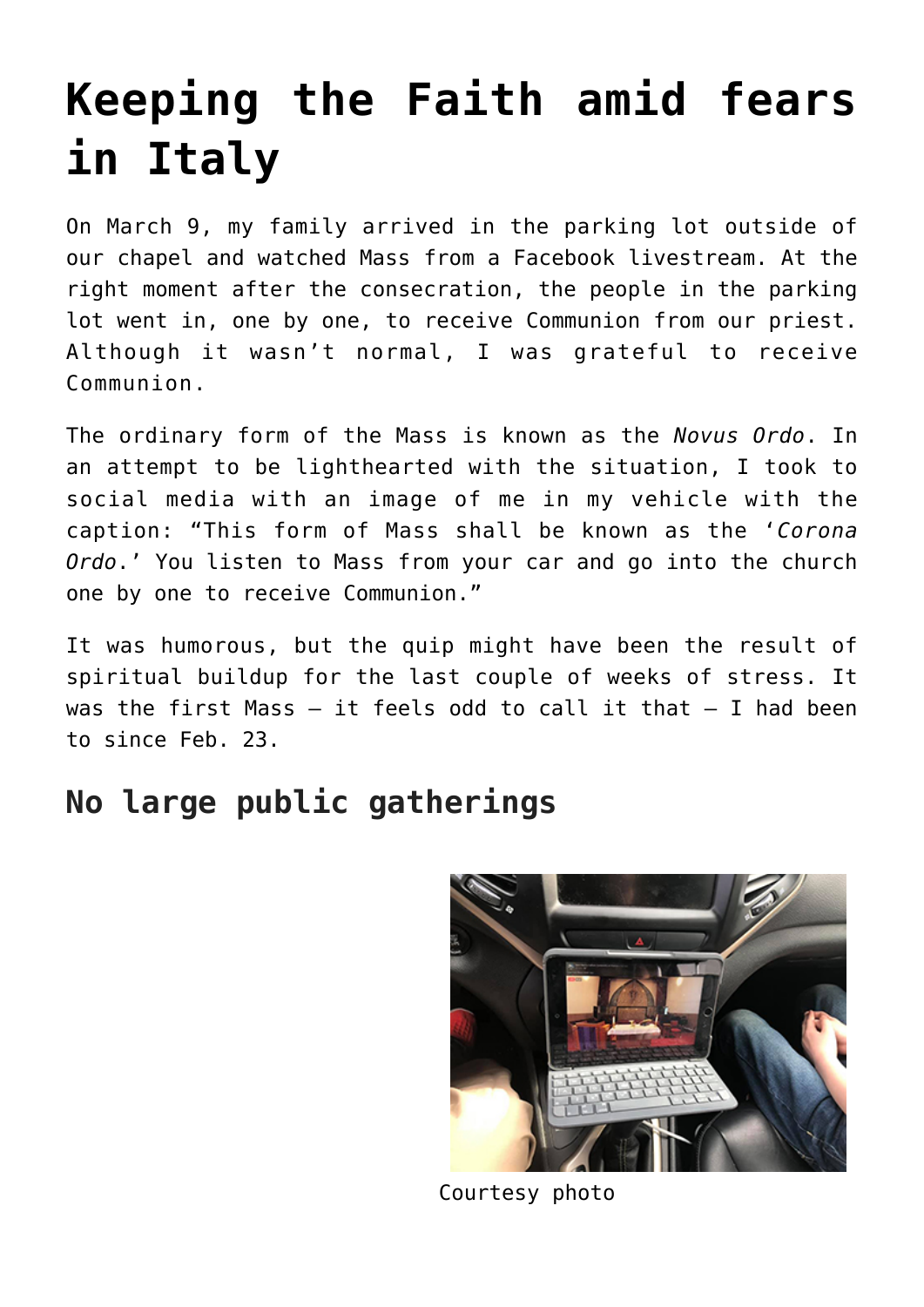# Keeping the Faith amid fears in Italy

On March 9, my family arrived in the parking lot outside of our chapel and watched Mass from a Facebook livestream. At the right moment after the consecration, the people in the parking lot went in, one by one, to receive Communion from our priest. Although it wasn't normal, I was grateful to receive Communion.

The ordinary form of the Mass is known as the *Novus Ordo*. In an attempt to be lighthearted with the situation, I took to social media with an image of me in my vehicle with the caption: "This form of Mass shall be known as the '*Corona Ordo*.' You listen to Mass from your car and go into the church one by one to receive Communion."

It was humorous, but the quip might have been the result of spiritual buildup for the last couple of weeks of stress. It was the first Mass – it feels odd to call it that – I had been to since Feb. 23.

## No large public gatherings

Courtesy photo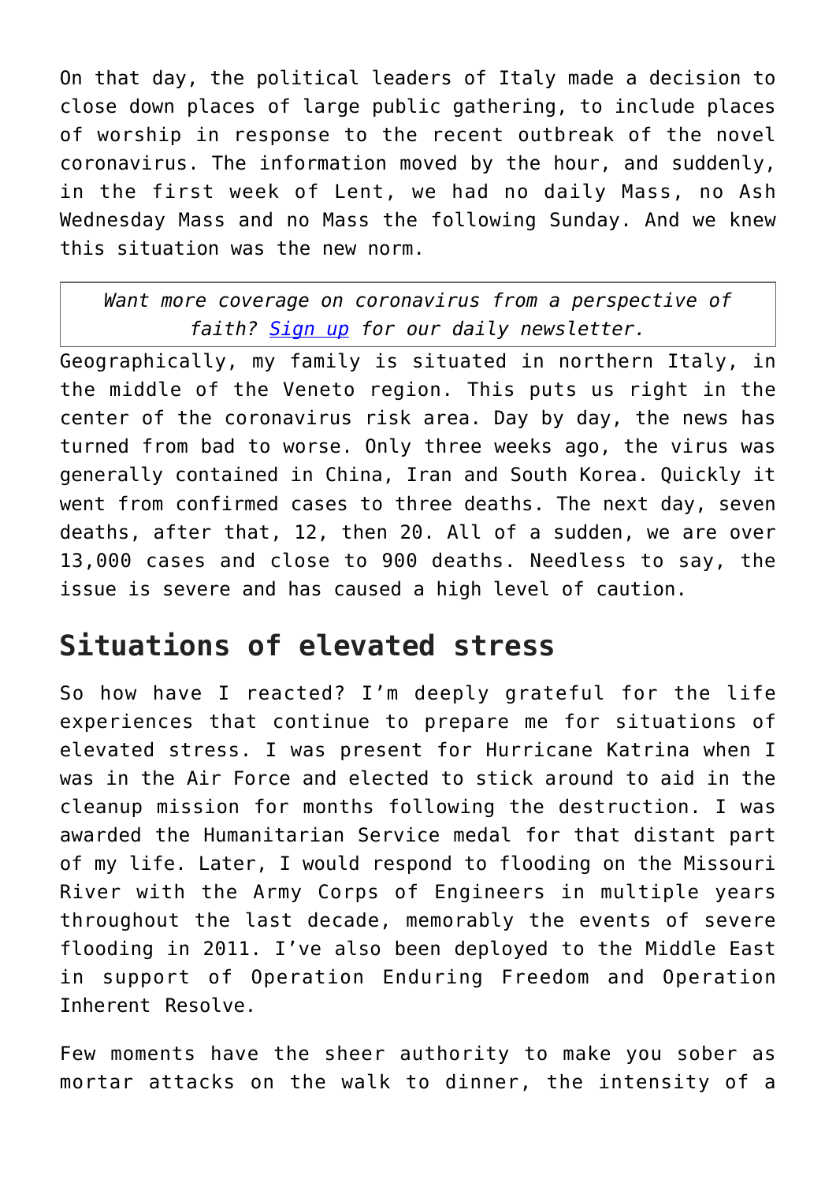On that day, the political leaders of Italy made a decision to close down places of large public gathering, to include places of worship in response to the recent outbreak of the novel coronavirus. The information moved by the hour, and suddenly, in the first week of Lent, we had no daily Mass, no Ash Wednesday Mass and no Mass the following Sunday. And we knew this situation was the new norm.

> *Want more coverage on coronavirus from a perspective of faith? [Sign up](#) for our daily newsletter.*

Geographically, my family is situated in northern Italy, in the middle of the Veneto region. This puts us right in the center of the coronavirus risk area. Day by day, the news has turned from bad to worse. Only three weeks ago, the virus was generally contained in China, Iran and South Korea. Quickly it went from confirmed cases to three deaths. The next day, seven deaths, after that, 12, then 20. All of a sudden, we are over 13,000 cases and close to 900 deaths. Needless to say, the issue is severe and has caused a high level of caution.

## Situations of elevated stress

So how have I reacted? I'm deeply grateful for the life experiences that continue to prepare me for situations of elevated stress. I was present for Hurricane Katrina when I was in the Air Force and elected to stick around to aid in the cleanup mission for months following the destruction. I was awarded the Humanitarian Service medal for that distant part of my life. Later, I would respond to flooding on the Missouri River with the Army Corps of Engineers in multiple years throughout the last decade, memorably the events of severe flooding in 2011. I've also been deployed to the Middle East in support of Operation Enduring Freedom and Operation Inherent Resolve.

Few moments have the sheer authority to make you sober as mortar attacks on the walk to dinner, the intensity of a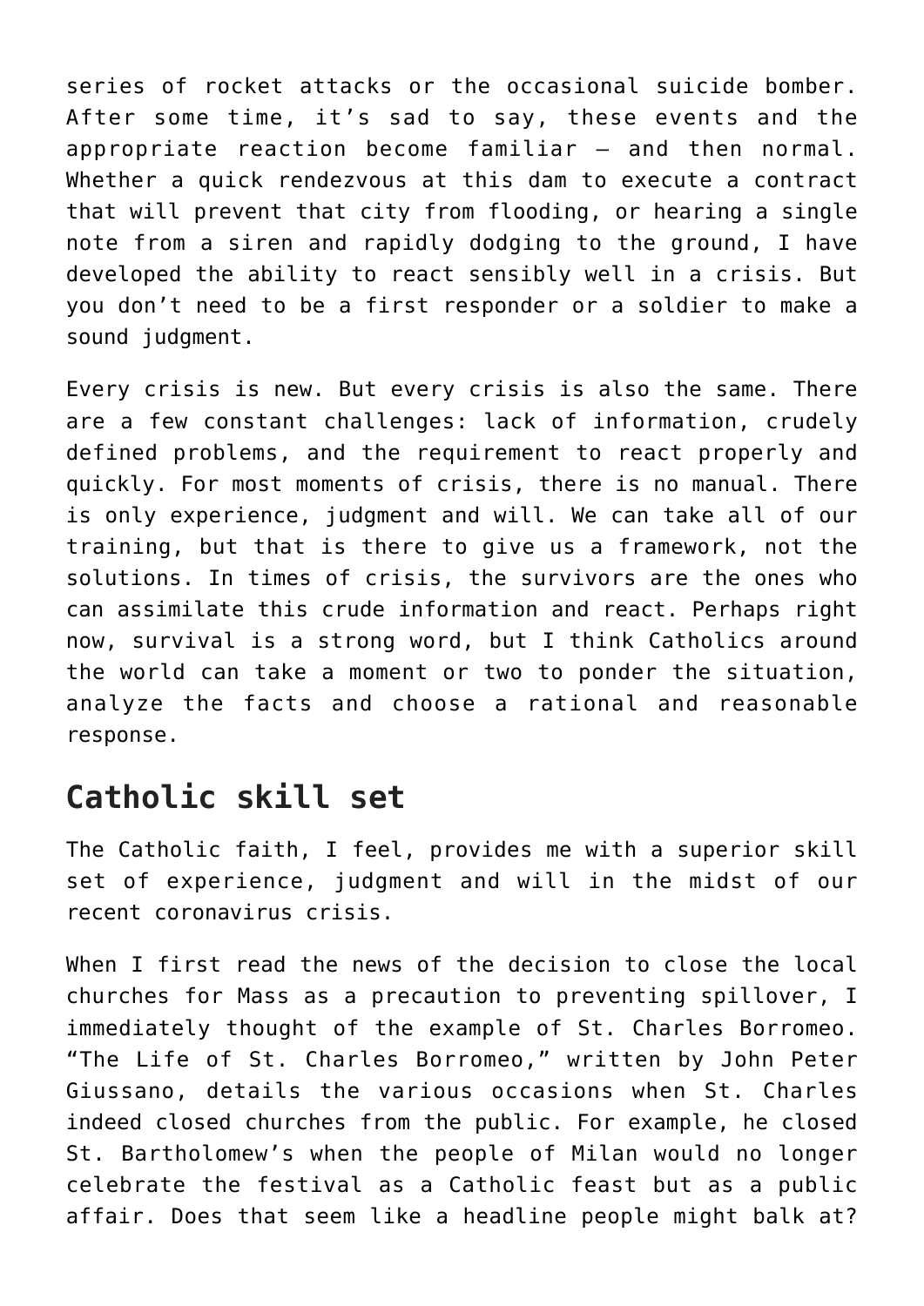series of rocket attacks or the occasional suicide bomber. After some time, it's sad to say, these events and the appropriate reaction become familiar — and then normal. Whether a quick rendezvous at this dam to execute a contract that will prevent that city from flooding, or hearing a single note from a siren and rapidly dodging to the ground, I have developed the ability to react sensibly well in a crisis. But you don't need to be a first responder or a soldier to make a sound judgment.

Every crisis is new. But every crisis is also the same. There are a few constant challenges: lack of information, crudely defined problems, and the requirement to react properly and quickly. For most moments of crisis, there is no manual. There is only experience, judgment and will. We can take all of our training, but that is there to give us a framework, not the solutions. In times of crisis, the survivors are the ones who can assimilate this crude information and react. Perhaps right now, survival is a strong word, but I think Catholics around the world can take a moment or two to ponder the situation, analyze the facts and choose a rational and reasonable response.

## Catholic skill set

The Catholic faith, I feel, provides me with a superior skill set of experience, judgment and will in the midst of our recent coronavirus crisis.

When I first read the news of the decision to close the local churches for Mass as a precaution to preventing spillover, I immediately thought of the example of St. Charles Borromeo. "The Life of St. Charles Borromeo," written by John Peter Giussano, details the various occasions when St. Charles indeed closed churches from the public. For example, he closed St. Bartholomew's when the people of Milan would no longer celebrate the festival as a Catholic feast but as a public affair. Does that seem like a headline people might balk at?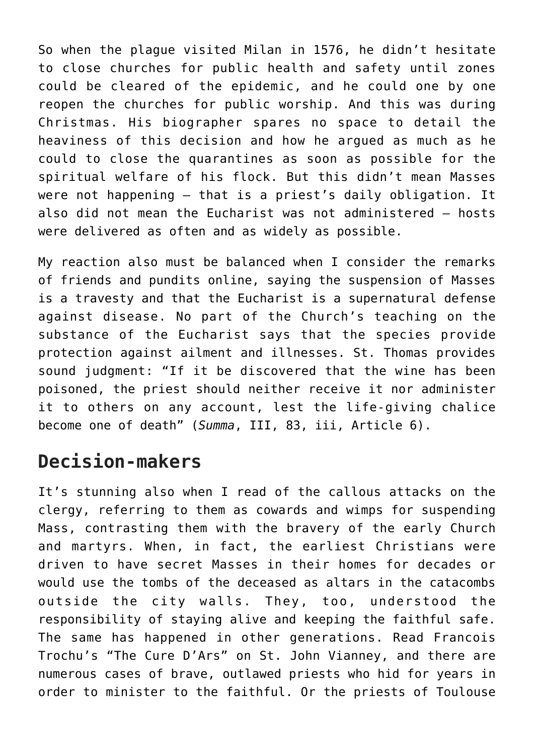So when the plague visited Milan in 1576, he didn't hesitate to close churches for public health and safety until zones could be cleared of the epidemic, and he could one by one reopen the churches for public worship. And this was during Christmas. His biographer spares no space to detail the heaviness of this decision and how he argued as much as he could to close the quarantines as soon as possible for the spiritual welfare of his flock. But this didn't mean Masses were not happening — that is a priest's daily obligation. It also did not mean the Eucharist was not administered — hosts were delivered as often and as widely as possible.

My reaction also must be balanced when I consider the remarks of friends and pundits online, saying the suspension of Masses is a travesty and that the Eucharist is a supernatural defense against disease. No part of the Church's teaching on the substance of the Eucharist says that the species provide protection against ailment and illnesses. St. Thomas provides sound judgment: "If it be discovered that the wine has been poisoned, the priest should neither receive it nor administer it to others on any account, lest the life-giving chalice become one of death" (*Summa*, III, 83, iii, Article 6).

## Decision-makers

It's stunning also when I read of the callous attacks on the clergy, referring to them as cowards and wimps for suspending Mass, contrasting them with the bravery of the early Church and martyrs. When, in fact, the earliest Christians were driven to have secret Masses in their homes for decades or would use the tombs of the deceased as altars in the catacombs outside the city walls. They, too, understood the responsibility of staying alive and keeping the faithful safe. The same has happened in other generations. Read Francois Trochu's "The Cure D'Ars" on St. John Vianney, and there are numerous cases of brave, outlawed priests who hid for years in order to minister to the faithful. Or the priests of Toulouse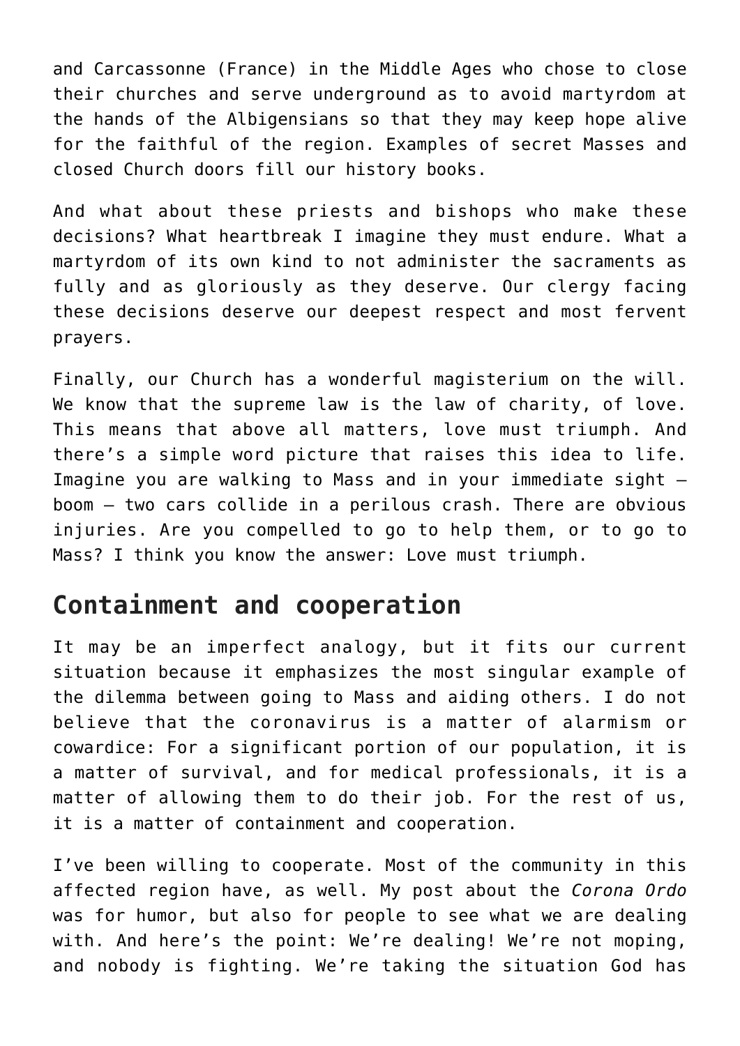and Carcassonne (France) in the Middle Ages who chose to close their churches and serve underground as to avoid martyrdom at the hands of the Albigensians so that they may keep hope alive for the faithful of the region. Examples of secret Masses and closed Church doors fill our history books.

And what about these priests and bishops who make these decisions? What heartbreak I imagine they must endure. What a martyrdom of its own kind to not administer the sacraments as fully and as gloriously as they deserve. Our clergy facing these decisions deserve our deepest respect and most fervent prayers.

Finally, our Church has a wonderful magisterium on the will. We know that the supreme law is the law of charity, of love. This means that above all matters, love must triumph. And there's a simple word picture that raises this idea to life. Imagine you are walking to Mass and in your immediate sight — boom — two cars collide in a perilous crash. There are obvious injuries. Are you compelled to go to help them, or to go to Mass? I think you know the answer: Love must triumph.

## Containment and cooperation

It may be an imperfect analogy, but it fits our current situation because it emphasizes the most singular example of the dilemma between going to Mass and aiding others. I do not believe that the coronavirus is a matter of alarmism or cowardice: For a significant portion of our population, it is a matter of survival, and for medical professionals, it is a matter of allowing them to do their job. For the rest of us, it is a matter of containment and cooperation.

I've been willing to cooperate. Most of the community in this affected region have, as well. My post about the *Corona Ordo* was for humor, but also for people to see what we are dealing with. And here's the point: We're dealing! We're not moping, and nobody is fighting. We're taking the situation God has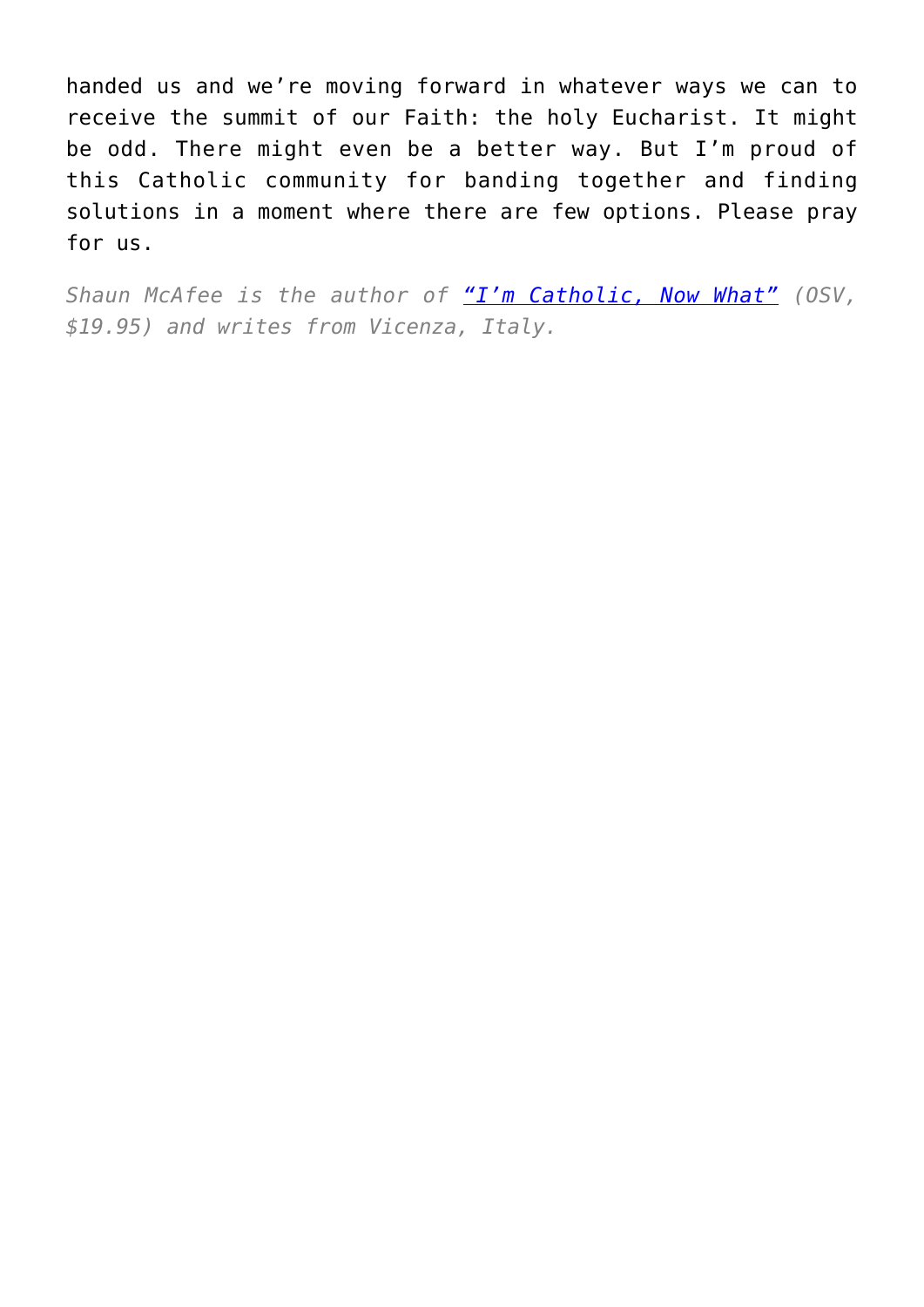handed us and we're moving forward in whatever ways we can to receive the summit of our Faith: the holy Eucharist. It might be odd. There might even be a better way. But I'm proud of this Catholic community for banding together and finding solutions in a moment where there are few options. Please pray for us.

*Shaun McAfee is the author of "I'm Catholic, Now What" (OSV, $19.95) and writes from Vicenza, Italy.*